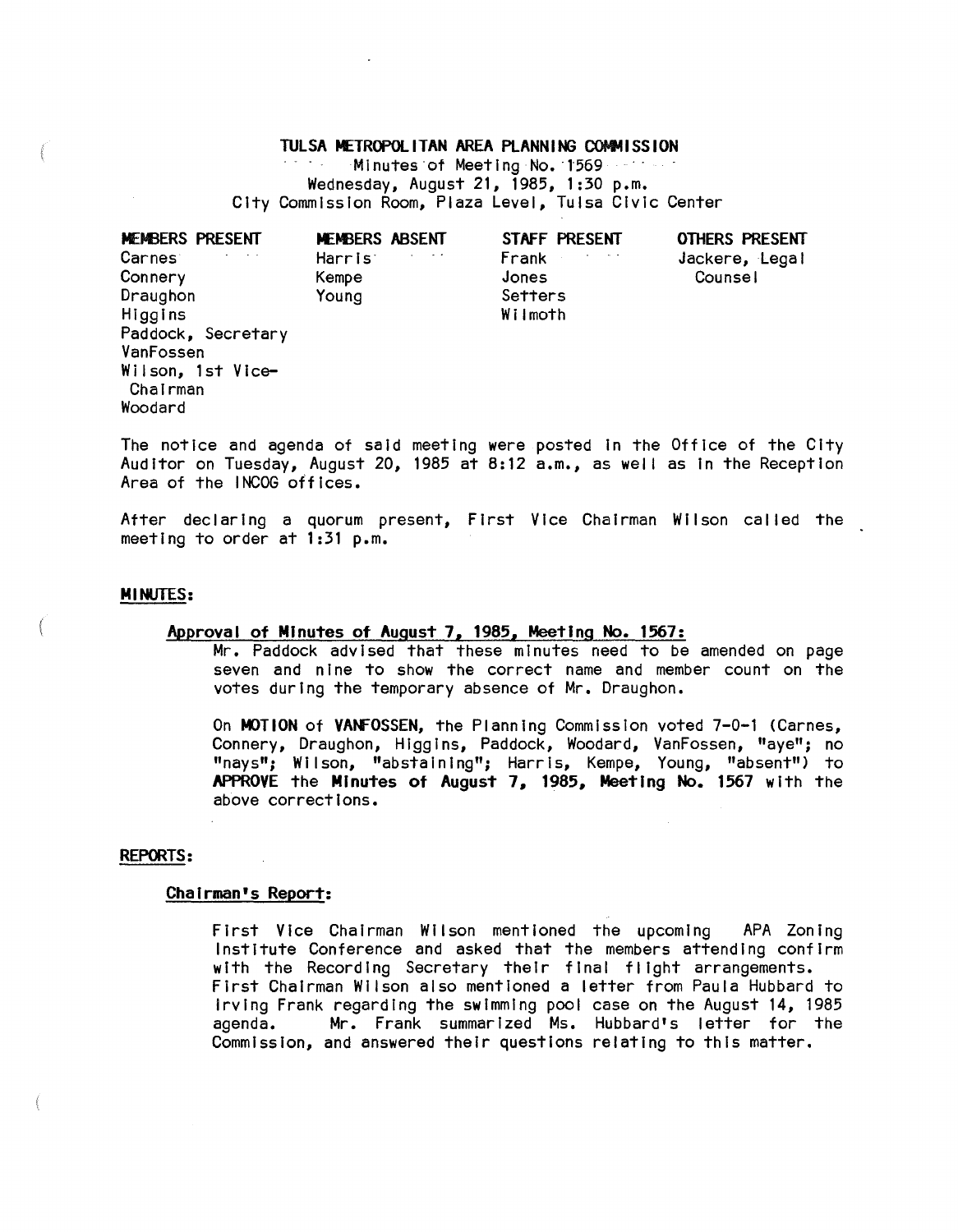# TULSA METROPOLITAN AREA PLANNING COMMISSION

Minutes of Meeting No. 1569
Wednesday, August 21, 1985, 1:30 p.m.
City Commission Room, Plaza Level, Tulsa Civic Center

| MEMBERS PRESENT | MEMBERS ABSENT | STAFF PRESENT | OTHERS PRESENT |
|---|---|---|---|
| Carnes | Harris | Frank | Jackere, Legal Counsel |
| Connery | Kempe | Jones | |
| Draughon | Young | Setters | |
| Higgins | | Wilmoth | |
| Paddock, Secretary | | | |
| VanFossen | | | |
| Wilson, 1st Vice-Chairman | | | |
| Woodard | | | |

The notice and agenda of said meeting were posted in the Office of the City Auditor on Tuesday, August 20, 1985 at 8:12 a.m., as well as in the Reception Area of the INCOG offices.

After declaring a quorum present, First Vice Chairman Wilson called the meeting to order at 1:31 p.m.

## MINUTES:

### Approval of Minutes of August 7, 1985, Meeting No. 1567:

Mr. Paddock advised that these minutes need to be amended on page seven and nine to show the correct name and member count on the votes during the temporary absence of Mr. Draughon.

On **MOTION** of **VANFOSSEN**, the Planning Commission voted 7-0-1 (Carnes, Connery, Draughon, Higgins, Paddock, Woodard, VanFossen, "aye"; no "nays"; Wilson, "abstaining"; Harris, Kempe, Young, "absent") to **APPROVE** the **Minutes of August 7, 1985, Meeting No. 1567** with the above corrections.

## REPORTS:

### Chairman's Report:

First Vice Chairman Wilson mentioned the upcoming APA Zoning Institute Conference and asked that the members attending confirm with the Recording Secretary their final flight arrangements. First Chairman Wilson also mentioned a letter from Paula Hubbard to Irving Frank regarding the swimming pool case on the August 14, 1985 agenda. Mr. Frank summarized Ms. Hubbard's letter for the Commission, and answered their questions relating to this matter.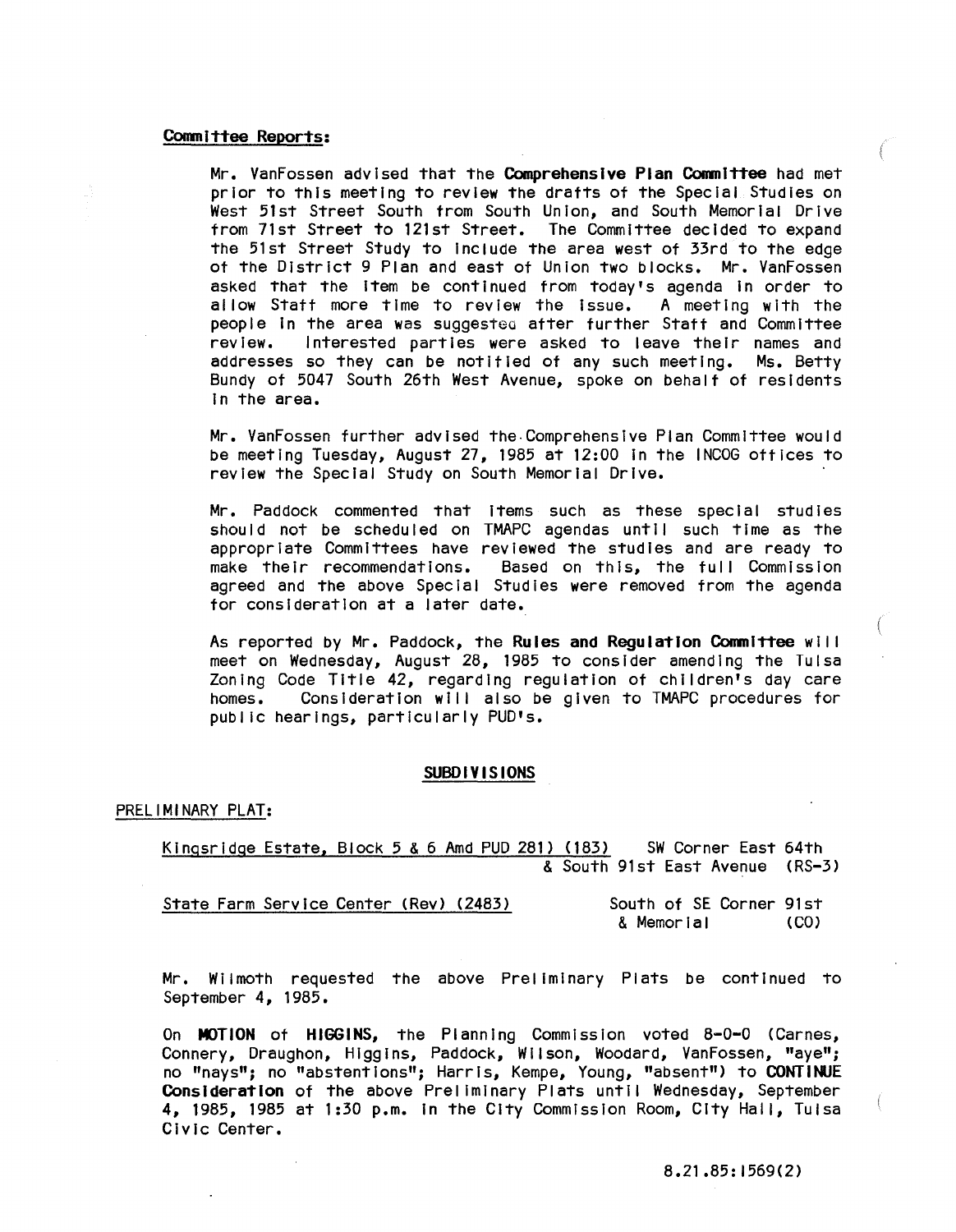**Committee Reports:**

Mr. VanFossen advised that the **Comprehensive Plan Committee** had met prior to this meeting to review the drafts of the Special Studies on West 51st Street South from South Union, and South Memorial Drive from 71st Street to 121st Street. The Committee decided to expand the 51st Street Study to include the area west of 33rd to the edge of the District 9 Plan and east of Union two blocks. Mr. VanFossen asked that the item be continued from today's agenda in order to allow Staff more time to review the issue. A meeting with the people in the area was suggested after further Staff and Committee review. Interested parties were asked to leave their names and addresses so they can be notified of any such meeting. Ms. Betty Bundy of 5047 South 26th West Avenue, spoke on behalf of residents in the area.

Mr. VanFossen further advised the Comprehensive Plan Committee would be meeting Tuesday, August 27, 1985 at 12:00 in the INCOG offices to review the Special Study on South Memorial Drive.

Mr. Paddock commented that items such as these special studies should not be scheduled on TMAPC agendas until such time as the appropriate Committees have reviewed the studies and are ready to make their recommendations. Based on this, the full Commission agreed and the above Special Studies were removed from the agenda for consideration at a later date.

As reported by Mr. Paddock, the **Rules and Regulation Committee** will meet on Wednesday, August 28, 1985 to consider amending the Tulsa Zoning Code Title 42, regarding regulation of children's day care homes. Consideration will also be given to TMAPC procedures for public hearings, particularly PUD's.

## SUBDIVISIONS

PRELIMINARY PLAT:

Kingsridge Estate, Block 5 & 6 Amd PUD 281) (183) — SW Corner East 64th & South 91st East Avenue (RS-3)

State Farm Service Center (Rev) (2483) — South of SE Corner 91st & Memorial (CO)

Mr. Wilmoth requested the above Preliminary Plats be continued to September 4, 1985.

On **MOTION** of **HIGGINS**, the Planning Commission voted 8-0-0 (Carnes, Connery, Draughon, Higgins, Paddock, Wilson, Woodard, VanFossen, "aye"; no "nays"; no "abstentions"; Harris, Kempe, Young, "absent") to **CONTINUE Consideration** of the above Preliminary Plats until Wednesday, September 4, 1985, 1985 at 1:30 p.m. in the City Commission Room, City Hall, Tulsa Civic Center.

8.21.85:1569(2)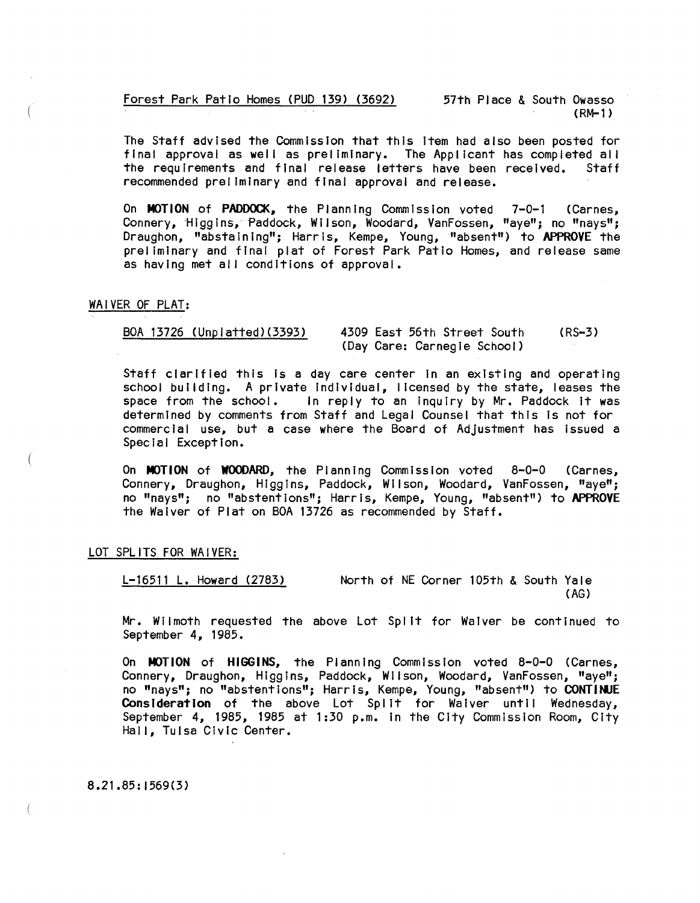Forest Park Patio Homes (PUD 139) (3692)  57th Place & South Owasso (RM-1)

The Staff advised the Commission that this item had also been posted for final approval as well as preliminary. The Applicant has completed all the requirements and final release letters have been received. Staff recommended preliminary and final approval and release.

On **MOTION** of **PADDOCK**, the Planning Commission voted 7-0-1 (Carnes, Connery, Higgins, Paddock, Wilson, Woodard, VanFossen, "aye"; no "nays"; Draughon, "abstaining"; Harris, Kempe, Young, "absent") to **APPROVE** the preliminary and final plat of Forest Park Patio Homes, and release same as having met all conditions of approval.

WAIVER OF PLAT:

BOA 13726 (Unplatted)(3393)  4309 East 56th Street South (Day Care: Carnegie School)  (RS-3)

Staff clarified this is a day care center in an existing and operating school building. A private individual, licensed by the state, leases the space from the school. In reply to an inquiry by Mr. Paddock it was determined by comments from Staff and Legal Counsel that this is not for commercial use, but a case where the Board of Adjustment has issued a Special Exception.

On **MOTION** of **WOODARD**, the Planning Commission voted 8-0-0 (Carnes, Connery, Draughon, Higgins, Paddock, Wilson, Woodard, VanFossen, "aye"; no "nays"; no "abstentions"; Harris, Kempe, Young, "absent") to **APPROVE** the Waiver of Plat on BOA 13726 as recommended by Staff.

LOT SPLITS FOR WAIVER:

L-16511 L. Howard (2783)  North of NE Corner 105th & South Yale (AG)

Mr. Wilmoth requested the above Lot Split for Waiver be continued to September 4, 1985.

On **MOTION** of **HIGGINS**, the Planning Commission voted 8-0-0 (Carnes, Connery, Draughon, Higgins, Paddock, Wilson, Woodard, VanFossen, "aye"; no "nays"; no "abstentions"; Harris, Kempe, Young, "absent") to **CONTINUE Consideration** of the above Lot Split for Waiver until Wednesday, September 4, 1985, 1985 at 1:30 p.m. in the City Commission Room, City Hall, Tulsa Civic Center.

8.21.85:1569(3)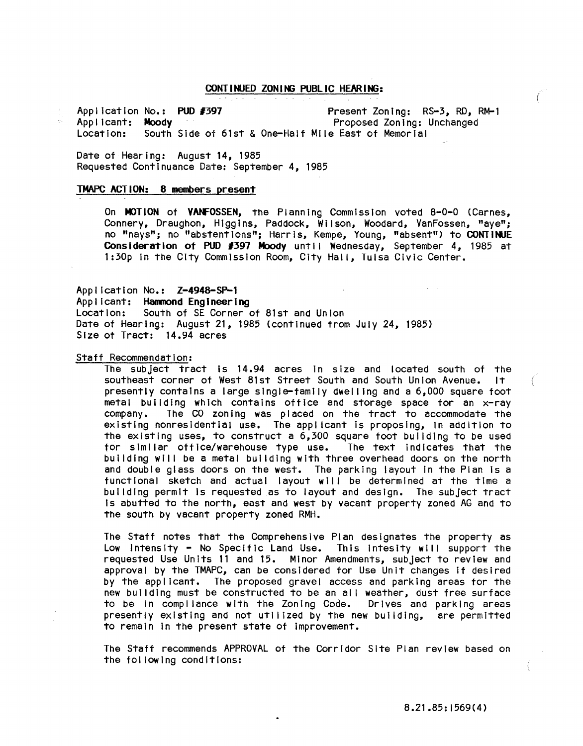## CONTINUED ZONING PUBLIC HEARING:

Application No.: **PUD #397** Present Zoning: RS-3, RD, RM-1
Applicant: **Moody** Proposed Zoning: Unchanged
Location: South Side of 61st & One-Half Mile East of Memorial

Date of Hearing: August 14, 1985
Requested Continuance Date: September 4, 1985

### TMAPC ACTION: 8 members present

On **MOTION** of **VANFOSSEN**, the Planning Commission voted 8-0-0 (Carnes, Connery, Draughon, Higgins, Paddock, Wilson, Woodard, VanFossen, "aye"; no "nays"; no "abstentions"; Harris, Kempe, Young, "absent") to **CONTINUE Consideration of PUD #397 Moody** until Wednesday, September 4, 1985 at 1:30p in the City Commission Room, City Hall, Tulsa Civic Center.

Application No.: **Z-4948-SP-1**
Applicant: **Hammond Engineering**
Location: South of SE Corner of 81st and Union
Date of Hearing: August 21, 1985 (continued from July 24, 1985)
Size of Tract: 14.94 acres

### Staff Recommendation:

The subject tract is 14.94 acres in size and located south of the southeast corner of West 81st Street South and South Union Avenue. It presently contains a large single-family dwelling and a 6,000 square foot metal building which contains office and storage space for an x-ray company. The CO zoning was placed on the tract to accommodate the existing nonresidential use. The applicant is proposing, in addition to the existing uses, to construct a 6,300 square foot building to be used for similar office/warehouse type use. The text indicates that the building will be a metal building with three overhead doors on the north and double glass doors on the west. The parking layout in the Plan is a functional sketch and actual layout will be determined at the time a building permit is requested as to layout and design. The subject tract is abutted to the north, east and west by vacant property zoned AG and to the south by vacant property zoned RMH.

The Staff notes that the Comprehensive Plan designates the property as Low Intensity - No Specific Land Use. This intesity will support the requested Use Units 11 and 15. Minor Amendments, subject to review and approval by the TMAPC, can be considered for Use Unit changes if desired by the applicant. The proposed gravel access and parking areas for the new building must be constructed to be an all weather, dust free surface to be in compliance with the Zoning Code. Drives and parking areas presently existing and not utilized by the new building, are permitted to remain in the present state of improvement.

The Staff recommends APPROVAL of the Corridor Site Plan review based on the following conditions:

8.21.85:1569(4)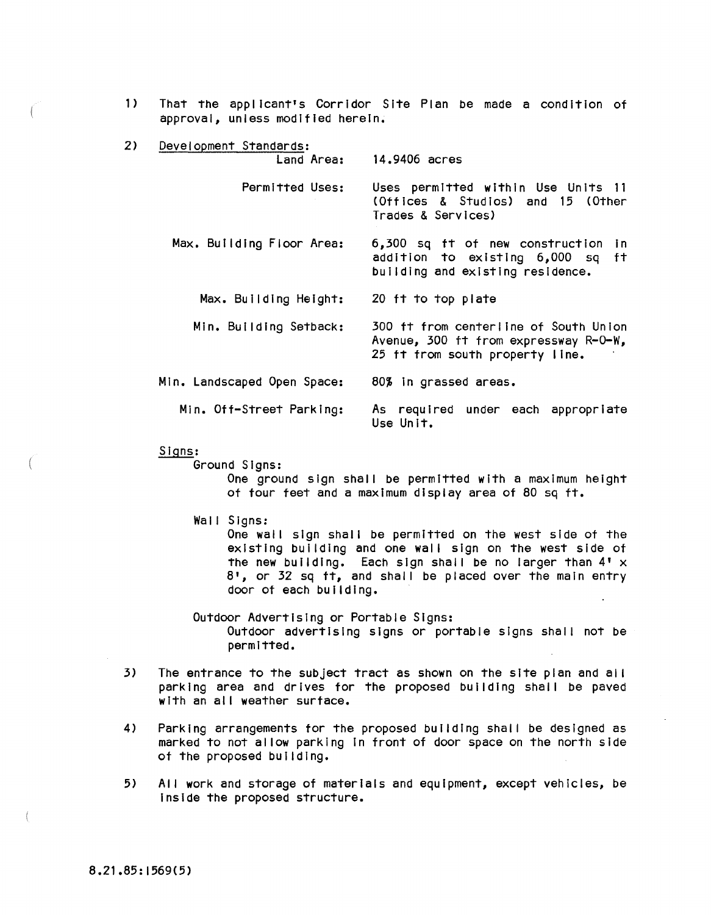1) That the applicant's Corridor Site Plan be made a condition of approval, unless modified herein.

2) Development Standards:

| | |
|---|---|
| Land Area: | 14.9406 acres |
| Permitted Uses: | Uses permitted within Use Units 11 (Offices & Studios) and 15 (Other Trades & Services) |
| Max. Building Floor Area: | 6,300 sq ft of new construction in addition to existing 6,000 sq ft building and existing residence. |
| Max. Building Height: | 20 ft to top plate |
| Min. Building Setback: | 300 ft from centerline of South Union Avenue, 300 ft from expressway R-O-W, 25 ft from south property line. |
| Min. Landscaped Open Space: | 80% in grassed areas. |
| Min. Off-Street Parking: | As required under each appropriate Use Unit. |

Signs:

Ground Signs:
One ground sign shall be permitted with a maximum height of four feet and a maximum display area of 80 sq ft.

Wall Signs:
One wall sign shall be permitted on the west side of the existing building and one wall sign on the west side of the new building. Each sign shall be no larger than 4' x 8', or 32 sq ft, and shall be placed over the main entry door of each building.

Outdoor Advertising or Portable Signs:
Outdoor advertising signs or portable signs shall not be permitted.

3) The entrance to the subject tract as shown on the site plan and all parking area and drives for the proposed building shall be paved with an all weather surface.

4) Parking arrangements for the proposed building shall be designed as marked to not allow parking in front of door space on the north side of the proposed building.

5) All work and storage of materials and equipment, except vehicles, be inside the proposed structure.

8.21.85:1569(5)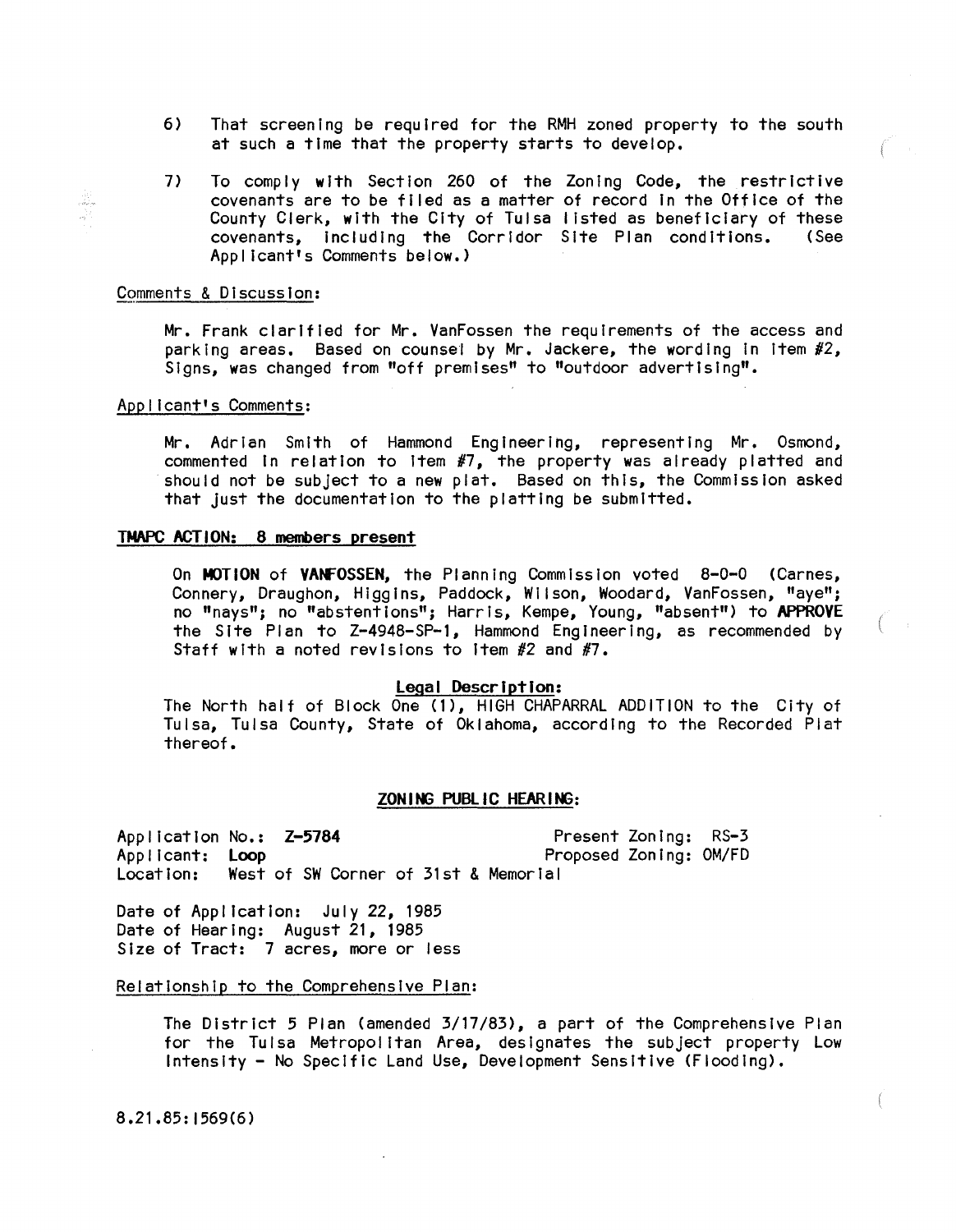6) That screening be required for the RMH zoned property to the south at such a time that the property starts to develop.

7) To comply with Section 260 of the Zoning Code, the restrictive covenants are to be filed as a matter of record in the Office of the County Clerk, with the City of Tulsa listed as beneficiary of these covenants, including the Corridor Site Plan conditions. (See Applicant's Comments below.)

Comments & Discussion:

Mr. Frank clarified for Mr. VanFossen the requirements of the access and parking areas. Based on counsel by Mr. Jackere, the wording in Item #2, Signs, was changed from "off premises" to "outdoor advertising".

Applicant's Comments:

Mr. Adrian Smith of Hammond Engineering, representing Mr. Osmond, commented in relation to Item #7, the property was already platted and should not be subject to a new plat. Based on this, the Commission asked that just the documentation to the platting be submitted.

**TMAPC ACTION: 8 members present**

On **MOTION** of **VANFOSSEN**, the Planning Commission voted 8-0-0 (Carnes, Connery, Draughon, Higgins, Paddock, Wilson, Woodard, VanFossen, "aye"; no "nays"; no "abstentions"; Harris, Kempe, Young, "absent") to **APPROVE** the Site Plan to Z-4948-SP-1, Hammond Engineering, as recommended by Staff with a noted revisions to Item #2 and #7.

**Legal Description:**

The North half of Block One (1), HIGH CHAPARRAL ADDITION to the City of Tulsa, Tulsa County, State of Oklahoma, according to the Recorded Plat thereof.

**ZONING PUBLIC HEARING:**

Application No.: **Z-5784** Present Zoning: RS-3
Applicant: **Loop** Proposed Zoning: OM/FD
Location: West of SW Corner of 31st & Memorial

Date of Application: July 22, 1985
Date of Hearing: August 21, 1985
Size of Tract: 7 acres, more or less

Relationship to the Comprehensive Plan:

The District 5 Plan (amended 3/17/83), a part of the Comprehensive Plan for the Tulsa Metropolitan Area, designates the subject property Low Intensity - No Specific Land Use, Development Sensitive (Flooding).

8.21.85:1569(6)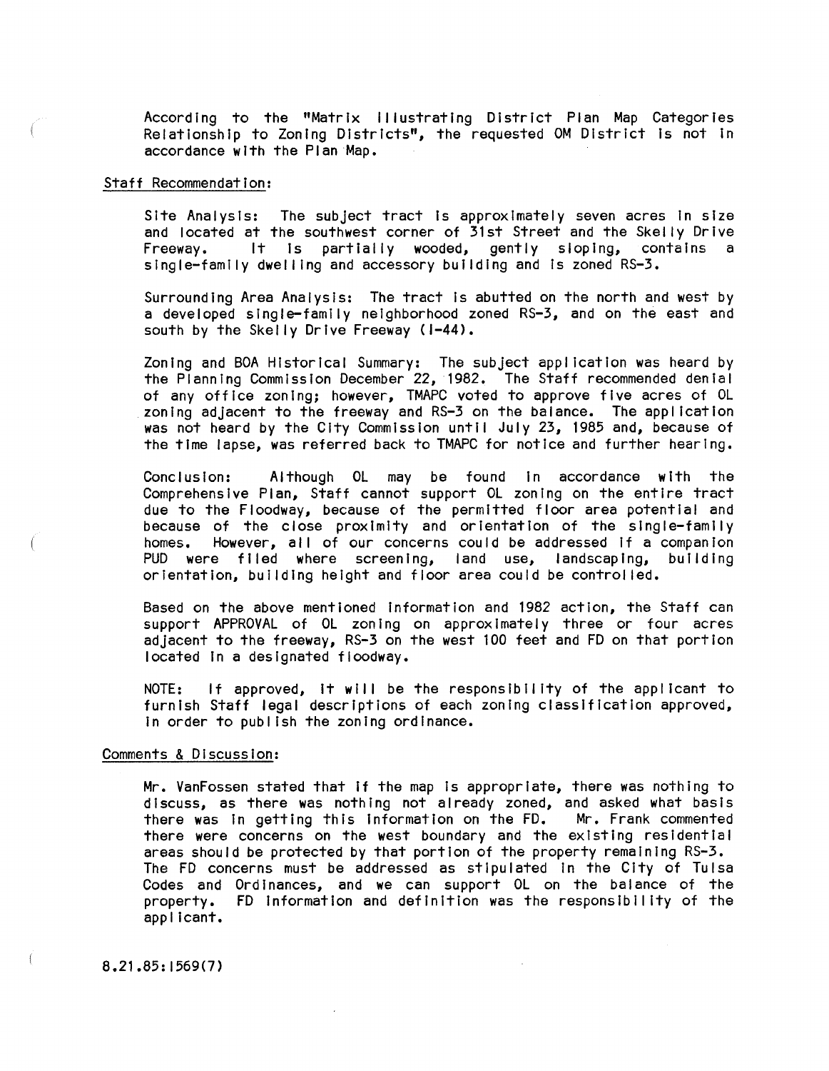According to the "Matrix Illustrating District Plan Map Categories Relationship to Zoning Districts", the requested OM District is not in accordance with the Plan Map.

Staff Recommendation:

Site Analysis: The subject tract is approximately seven acres in size and located at the southwest corner of 31st Street and the Skelly Drive Freeway. It is partially wooded, gently sloping, contains a single-family dwelling and accessory building and is zoned RS-3.

Surrounding Area Analysis: The tract is abutted on the north and west by a developed single-family neighborhood zoned RS-3, and on the east and south by the Skelly Drive Freeway (I-44).

Zoning and BOA Historical Summary: The subject application was heard by the Planning Commission December 22, 1982. The Staff recommended denial of any office zoning; however, TMAPC voted to approve five acres of OL zoning adjacent to the freeway and RS-3 on the balance. The application was not heard by the City Commission until July 23, 1985 and, because of the time lapse, was referred back to TMAPC for notice and further hearing.

Conclusion: Although OL may be found in accordance with the Comprehensive Plan, Staff cannot support OL zoning on the entire tract due to the Floodway, because of the permitted floor area potential and because of the close proximity and orientation of the single-family homes. However, all of our concerns could be addressed if a companion PUD were filed where screening, land use, landscaping, building orientation, building height and floor area could be controlled.

Based on the above mentioned information and 1982 action, the Staff can support APPROVAL of OL zoning on approximately three or four acres adjacent to the freeway, RS-3 on the west 100 feet and FD on that portion located in a designated floodway.

NOTE: If approved, it will be the responsibility of the applicant to furnish Staff legal descriptions of each zoning classification approved, in order to publish the zoning ordinance.

Comments & Discussion:

Mr. VanFossen stated that if the map is appropriate, there was nothing to discuss, as there was nothing not already zoned, and asked what basis there was in getting this information on the FD. Mr. Frank commented there were concerns on the west boundary and the existing residential areas should be protected by that portion of the property remaining RS-3. The FD concerns must be addressed as stipulated in the City of Tulsa Codes and Ordinances, and we can support OL on the balance of the property. FD information and definition was the responsibility of the applicant.

8.21.85:1569(7)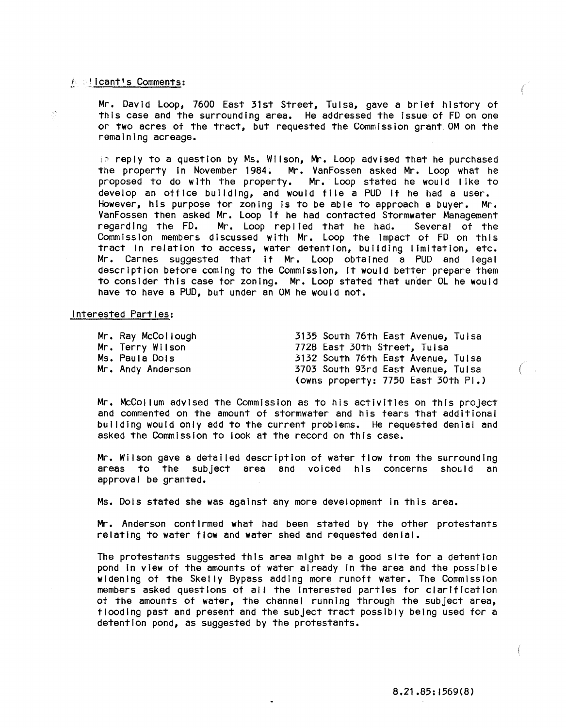Applicant's Comments:

Mr. David Loop, 7600 East 31st Street, Tulsa, gave a brief history of this case and the surrounding area. He addressed the issue of FD on one or two acres of the tract, but requested the Commission grant OM on the remaining acreage.

In reply to a question by Ms. Wilson, Mr. Loop advised that he purchased the property in November 1984. Mr. VanFossen asked Mr. Loop what he proposed to do with the property. Mr. Loop stated he would like to develop an office building, and would file a PUD if he had a user. However, his purpose for zoning is to be able to approach a buyer. Mr. VanFossen then asked Mr. Loop if he had contacted Stormwater Management regarding the FD. Mr. Loop replied that he had. Several of the Commission members discussed with Mr. Loop the impact of FD on this tract in relation to access, water detention, building limitation, etc. Mr. Carnes suggested that if Mr. Loop obtained a PUD and legal description before coming to the Commission, it would better prepare them to consider this case for zoning. Mr. Loop stated that under OL he would have to have a PUD, but under an OM he would not.

Interested Parties:

| | |
|---|---|
| Mr. Ray McCollough | 3135 South 76th East Avenue, Tulsa |
| Mr. Terry Wilson | 7728 East 30th Street, Tulsa |
| Ms. Paula Dols | 3132 South 76th East Avenue, Tulsa |
| Mr. Andy Anderson | 3703 South 93rd East Avenue, Tulsa (owns property: 7750 East 30th Pl.) |

Mr. McCollum advised the Commission as to his activities on this project and commented on the amount of stormwater and his fears that additional building would only add to the current problems. He requested denial and asked the Commission to look at the record on this case.

Mr. Wilson gave a detailed description of water flow from the surrounding areas to the subject area and voiced his concerns should an approval be granted.

Ms. Dols stated she was against any more development in this area.

Mr. Anderson confirmed what had been stated by the other protestants relating to water flow and water shed and requested denial.

The protestants suggested this area might be a good site for a detention pond in view of the amounts of water already in the area and the possible widening of the Skelly Bypass adding more runoff water. The Commission members asked questions of all the interested parties for clarification of the amounts of water, the channel running through the subject area, flooding past and present and the subject tract possibly being used for a detention pond, as suggested by the protestants.

8.21.85:1569(8)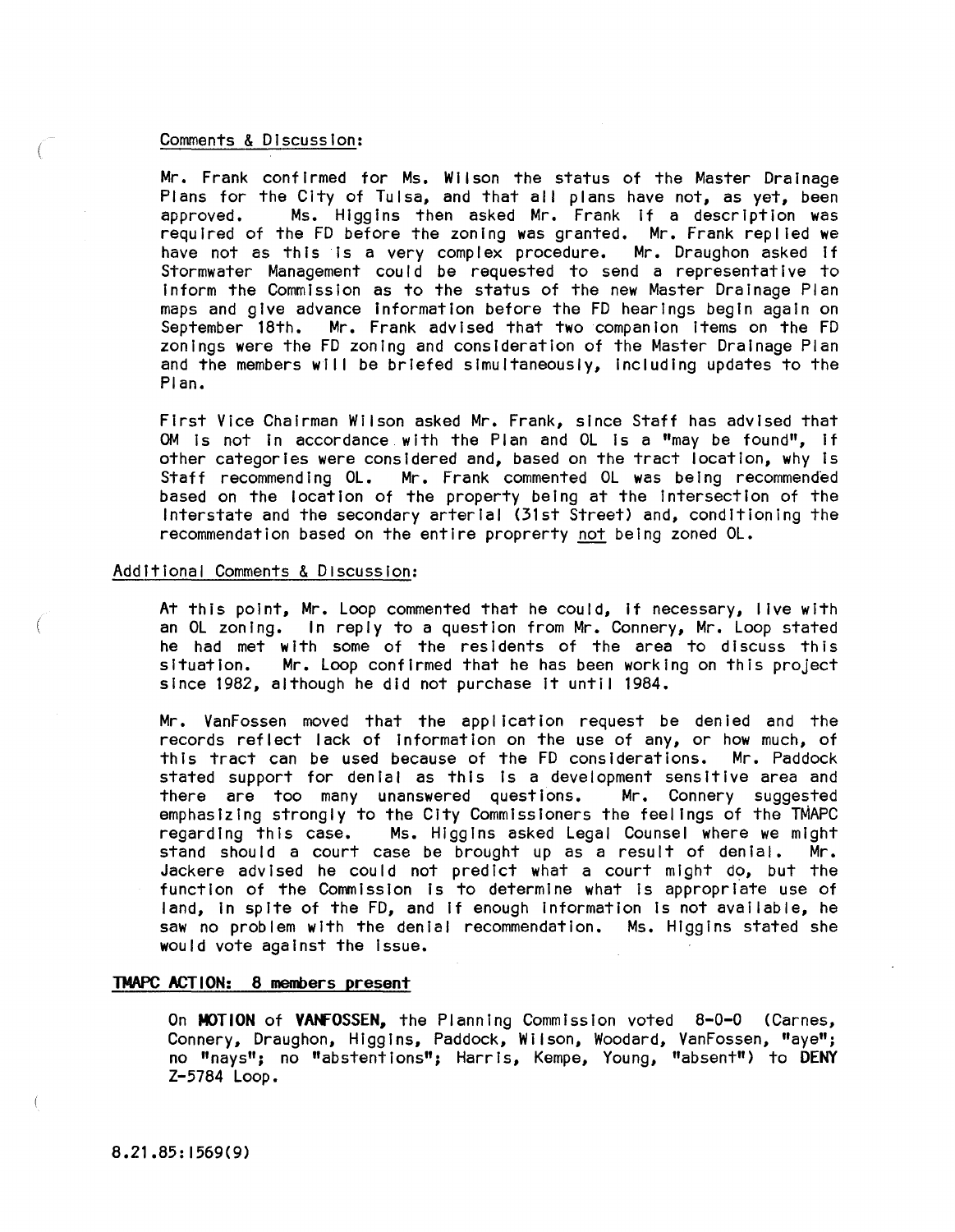Comments & Discussion:

Mr. Frank confirmed for Ms. Wilson the status of the Master Drainage Plans for the City of Tulsa, and that all plans have not, as yet, been approved. Ms. Higgins then asked Mr. Frank if a description was required of the FD before the zoning was granted. Mr. Frank replied we have not as this is a very complex procedure. Mr. Draughon asked if Stormwater Management could be requested to send a representative to inform the Commission as to the status of the new Master Drainage Plan maps and give advance information before the FD hearings begin again on September 18th. Mr. Frank advised that two companion items on the FD zonings were the FD zoning and consideration of the Master Drainage Plan and the members will be briefed simultaneously, including updates to the Plan.

First Vice Chairman Wilson asked Mr. Frank, since Staff has advised that OM is not in accordance with the Plan and OL is a "may be found", if other categories were considered and, based on the tract location, why is Staff recommending OL. Mr. Frank commented OL was being recommended based on the location of the property being at the intersection of the Interstate and the secondary arterial (31st Street) and, conditioning the recommendation based on the entire proprerty not being zoned OL.

Additional Comments & Discussion:

At this point, Mr. Loop commented that he could, if necessary, live with an OL zoning. In reply to a question from Mr. Connery, Mr. Loop stated he had met with some of the residents of the area to discuss this situation. Mr. Loop confirmed that he has been working on this project since 1982, although he did not purchase it until 1984.

Mr. VanFossen moved that the application request be denied and the records reflect lack of information on the use of any, or how much, of this tract can be used because of the FD considerations. Mr. Paddock stated support for denial as this is a development sensitive area and there are too many unanswered questions. Mr. Connery suggested emphasizing strongly to the City Commissioners the feelings of the TMAPC regarding this case. Ms. Higgins asked Legal Counsel where we might stand should a court case be brought up as a result of denial. Mr. Jackere advised he could not predict what a court might do, but the function of the Commission is to determine what is appropriate use of land, in spite of the FD, and if enough information is not available, he saw no problem with the denial recommendation. Ms. Higgins stated she would vote against the issue.

**TMAPC ACTION: 8 members present**

On **MOTION** of **VANFOSSEN**, the Planning Commission voted 8-0-0 (Carnes, Connery, Draughon, Higgins, Paddock, Wilson, Woodard, VanFossen, "aye"; no "nays"; no "abstentions"; Harris, Kempe, Young, "absent") to **DENY** Z-5784 Loop.

8.21.85:1569(9)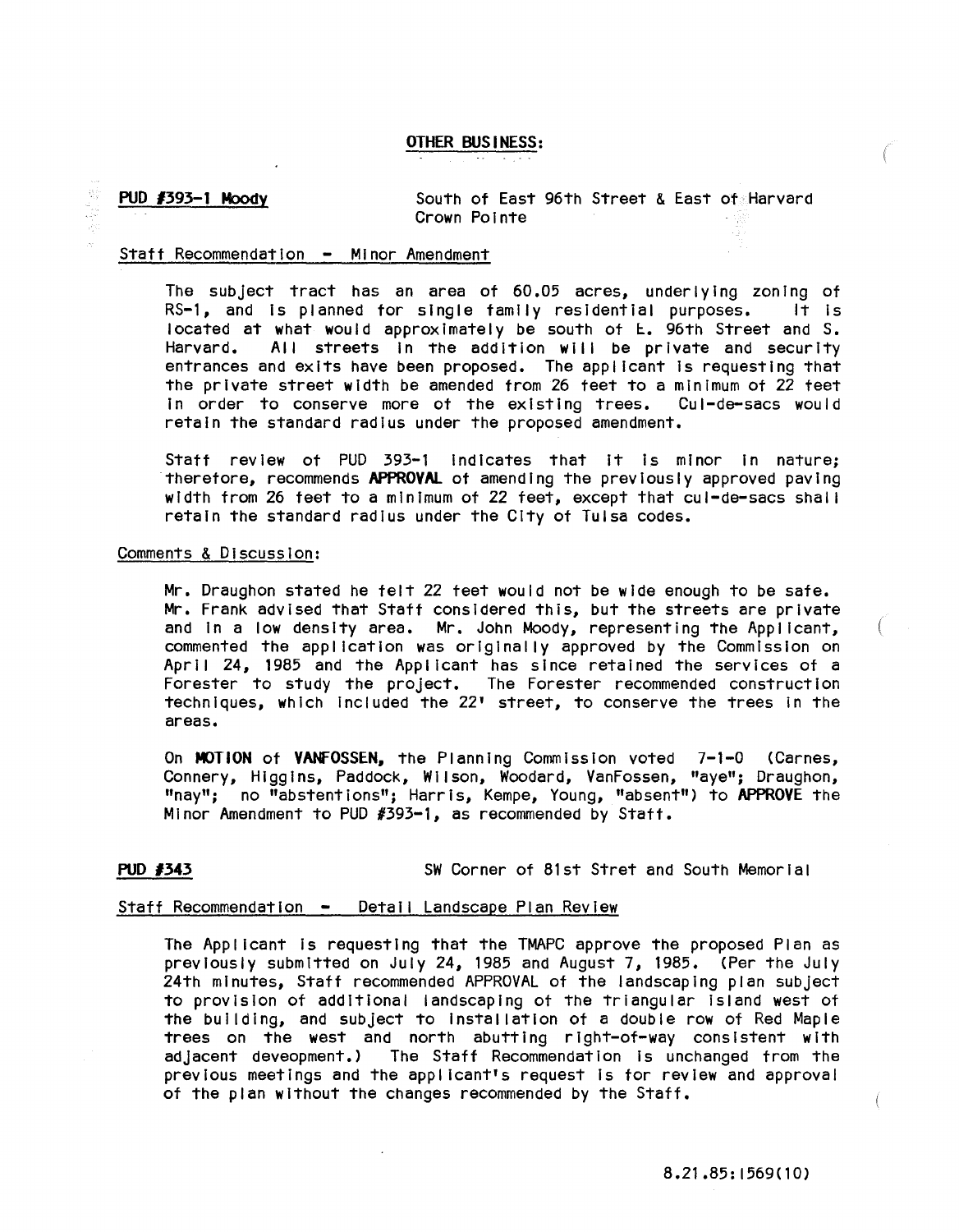**OTHER BUSINESS:**

**PUD #393-1 Moody** South of East 96th Street & East of Harvard
Crown Pointe

Staff Recommendation - Minor Amendment

The subject tract has an area of 60.05 acres, underlying zoning of RS-1, and is planned for single family residential purposes. It is located at what would approximately be south of E. 96th Street and S. Harvard. All streets in the addition will be private and security entrances and exits have been proposed. The applicant is requesting that the private street width be amended from 26 feet to a minimum of 22 feet in order to conserve more of the existing trees. Cul-de-sacs would retain the standard radius under the proposed amendment.

Staff review of PUD 393-1 indicates that it is minor in nature; therefore, recommends **APPROVAL** of amending the previously approved paving width from 26 feet to a minimum of 22 feet, except that cul-de-sacs shall retain the standard radius under the City of Tulsa codes.

Comments & Discussion:

Mr. Draughon stated he felt 22 feet would not be wide enough to be safe. Mr. Frank advised that Staff considered this, but the streets are private and in a low density area. Mr. John Moody, representing the Applicant, commented the application was originally approved by the Commission on April 24, 1985 and the Applicant has since retained the services of a Forester to study the project. The Forester recommended construction techniques, which included the 22' street, to conserve the trees in the areas.

On **MOTION** of **VANFOSSEN**, the Planning Commission voted 7-1-0 (Carnes, Connery, Higgins, Paddock, Wilson, Woodard, VanFossen, "aye"; Draughon, "nay"; no "abstentions"; Harris, Kempe, Young, "absent") to **APPROVE** the Minor Amendment to PUD #393-1, as recommended by Staff.

**PUD #343** SW Corner of 81st Stret and South Memorial

Staff Recommendation - Detail Landscape Plan Review

The Applicant is requesting that the TMAPC approve the proposed Plan as previously submitted on July 24, 1985 and August 7, 1985. (Per the July 24th minutes, Staff recommended APPROVAL of the landscaping plan subject to provision of additional landscaping of the triangular island west of the building, and subject to installation of a double row of Red Maple trees on the west and north abutting right-of-way consistent with adjacent deveopment.) The Staff Recommendation is unchanged from the previous meetings and the applicant's request is for review and approval of the plan without the changes recommended by the Staff.

8.21.85:1569(10)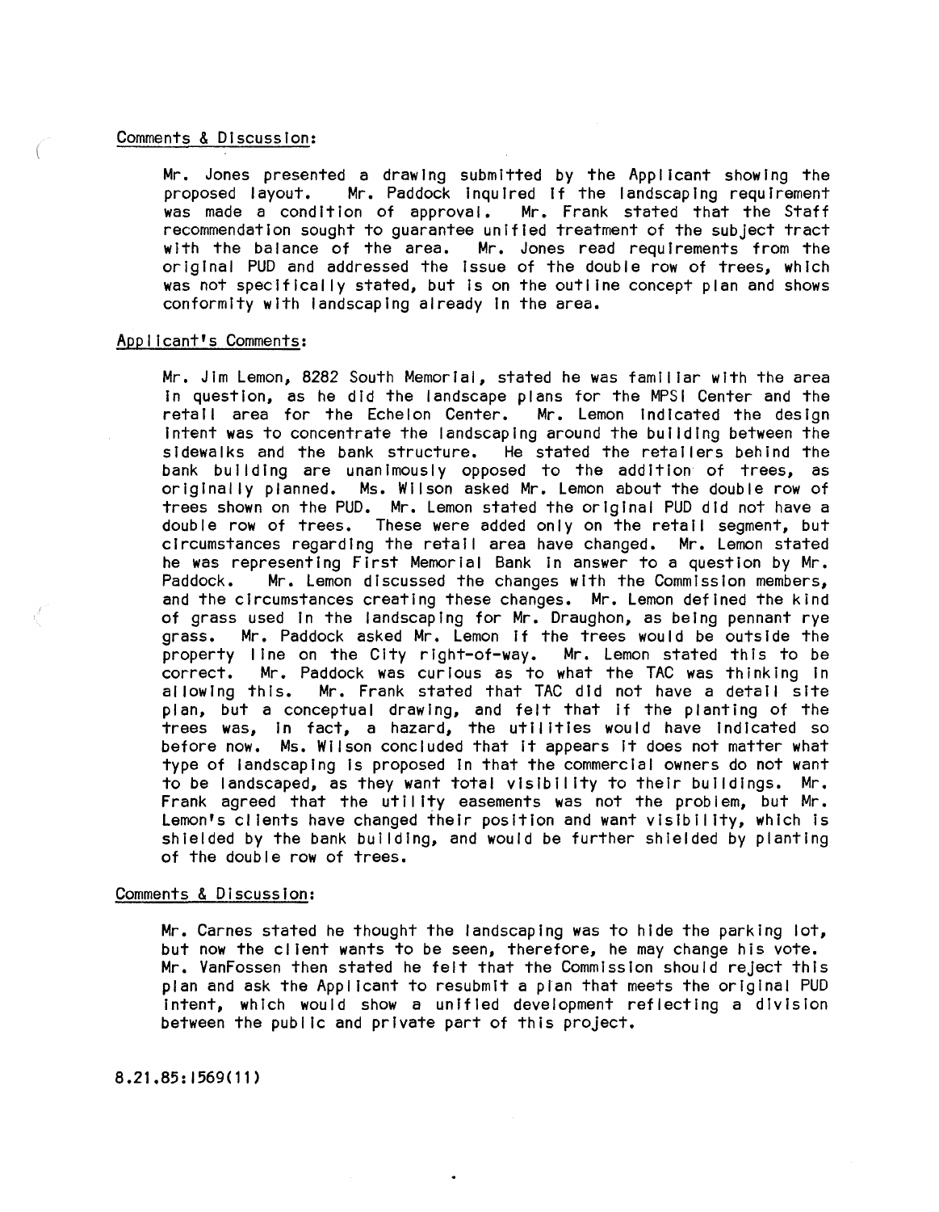Comments & Discussion:

Mr. Jones presented a drawing submitted by the Applicant showing the proposed layout. Mr. Paddock inquired if the landscaping requirement was made a condition of approval. Mr. Frank stated that the Staff recommendation sought to guarantee unified treatment of the subject tract with the balance of the area. Mr. Jones read requirements from the original PUD and addressed the issue of the double row of trees, which was not specifically stated, but is on the outline concept plan and shows conformity with landscaping already in the area.

Applicant's Comments:

Mr. Jim Lemon, 8282 South Memorial, stated he was familiar with the area in question, as he did the landscape plans for the MPSI Center and the retail area for the Echelon Center. Mr. Lemon indicated the design intent was to concentrate the landscaping around the building between the sidewalks and the bank structure. He stated the retailers behind the bank building are unanimously opposed to the addition of trees, as originally planned. Ms. Wilson asked Mr. Lemon about the double row of trees shown on the PUD. Mr. Lemon stated the original PUD did not have a double row of trees. These were added only on the retail segment, but circumstances regarding the retail area have changed. Mr. Lemon stated he was representing First Memorial Bank in answer to a question by Mr. Paddock. Mr. Lemon discussed the changes with the Commission members, and the circumstances creating these changes. Mr. Lemon defined the kind of grass used in the landscaping for Mr. Draughon, as being pennant rye grass. Mr. Paddock asked Mr. Lemon if the trees would be outside the property line on the City right-of-way. Mr. Lemon stated this to be correct. Mr. Paddock was curious as to what the TAC was thinking in allowing this. Mr. Frank stated that TAC did not have a detail site plan, but a conceptual drawing, and felt that if the planting of the trees was, in fact, a hazard, the utilities would have indicated so before now. Ms. Wilson concluded that it appears it does not matter what type of landscaping is proposed in that the commercial owners do not want to be landscaped, as they want total visibility to their buildings. Mr. Frank agreed that the utility easements was not the problem, but Mr. Lemon's clients have changed their position and want visibility, which is shielded by the bank building, and would be further shielded by planting of the double row of trees.

Comments & Discussion:

Mr. Carnes stated he thought the landscaping was to hide the parking lot, but now the client wants to be seen, therefore, he may change his vote. Mr. VanFossen then stated he felt that the Commission should reject this plan and ask the Applicant to resubmit a plan that meets the original PUD intent, which would show a unified development reflecting a division between the public and private part of this project.

8.21.85:1569(11)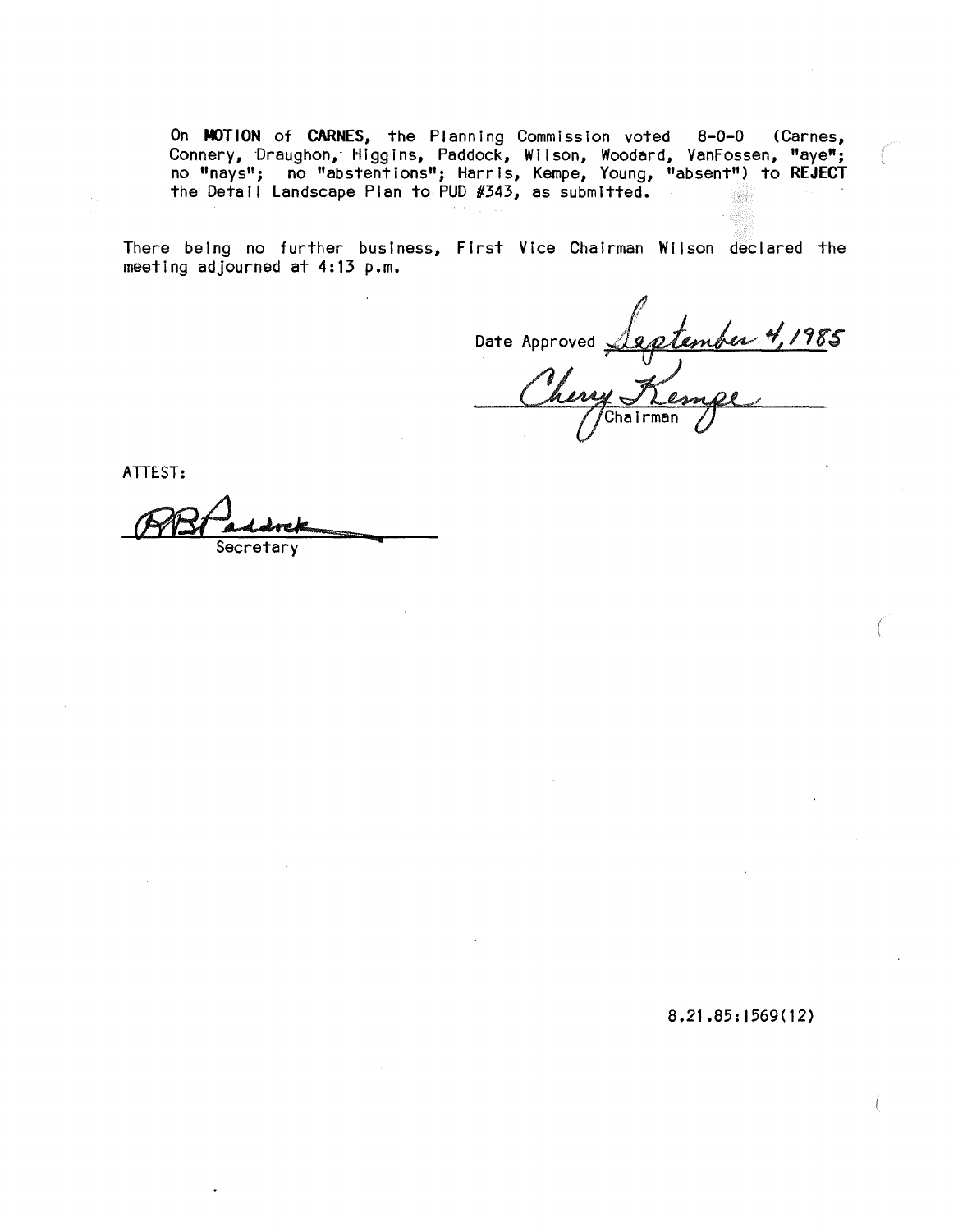On **MOTION** of **CARNES**, the Planning Commission voted 8-0-0 (Carnes, Connery, Draughon, Higgins, Paddock, Wilson, Woodard, VanFossen, "aye"; no "nays"; no "abstentions"; Harris, Kempe, Young, "absent") to **REJECT** the Detail Landscape Plan to PUD #343, as submitted.

There being no further business, First Vice Chairman Wilson declared the meeting adjourned at 4:13 p.m.

Date Approved September 4, 1985

Cherry Kempe
Chairman

ATTEST:

RB Paddock
Secretary

8.21.85:1569(12)